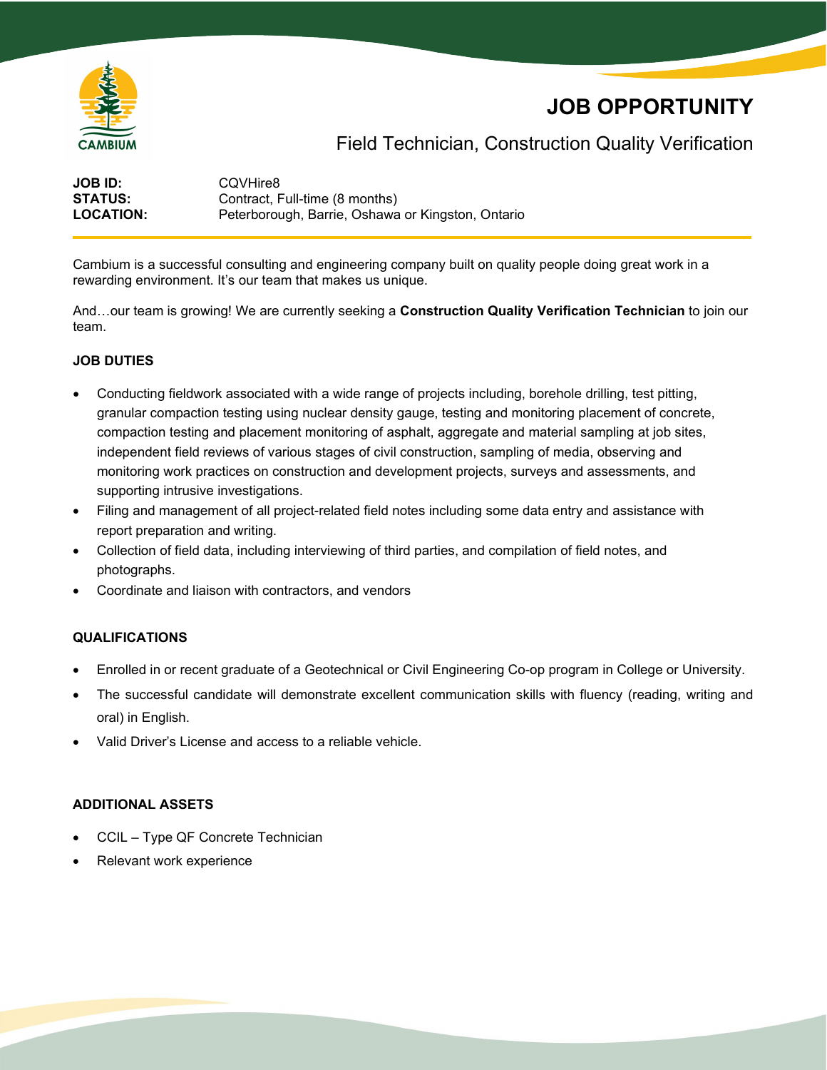# JOB OPPORTUNITY

## Field Technician, Construction Quality Verification

**JOB ID:** CQVHire8
**STATUS:** Contract, Full-time (8 months)
**LOCATION:** Peterborough, Barrie, Oshawa or Kingston, Ontario

Cambium is a successful consulting and engineering company built on quality people doing great work in a rewarding environment. It's our team that makes us unique.

And…our team is growing! We are currently seeking a **Construction Quality Verification Technician** to join our team.

### JOB DUTIES

- Conducting fieldwork associated with a wide range of projects including, borehole drilling, test pitting, granular compaction testing using nuclear density gauge, testing and monitoring placement of concrete, compaction testing and placement monitoring of asphalt, aggregate and material sampling at job sites, independent field reviews of various stages of civil construction, sampling of media, observing and monitoring work practices on construction and development projects, surveys and assessments, and supporting intrusive investigations.
- Filing and management of all project-related field notes including some data entry and assistance with report preparation and writing.
- Collection of field data, including interviewing of third parties, and compilation of field notes, and photographs.
- Coordinate and liaison with contractors, and vendors

### QUALIFICATIONS

- Enrolled in or recent graduate of a Geotechnical or Civil Engineering Co-op program in College or University.
- The successful candidate will demonstrate excellent communication skills with fluency (reading, writing and oral) in English.
- Valid Driver's License and access to a reliable vehicle.

### ADDITIONAL ASSETS

- CCIL – Type QF Concrete Technician
- Relevant work experience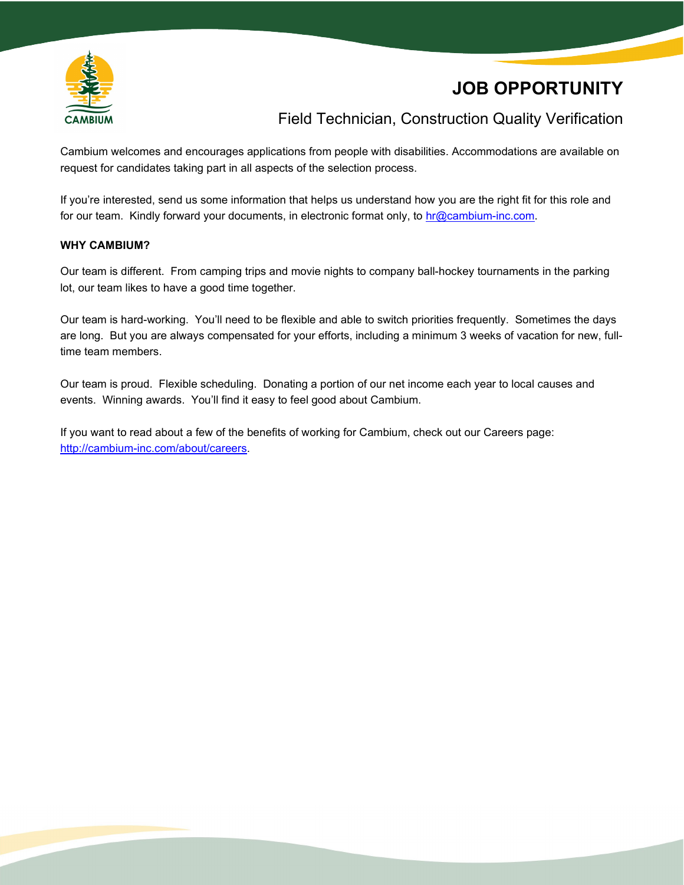# JOB OPPORTUNITY

## Field Technician, Construction Quality Verification

Cambium welcomes and encourages applications from people with disabilities. Accommodations are available on request for candidates taking part in all aspects of the selection process.

If you're interested, send us some information that helps us understand how you are the right fit for this role and for our team. Kindly forward your documents, in electronic format only, to hr@cambium-inc.com.

**WHY CAMBIUM?**

Our team is different. From camping trips and movie nights to company ball-hockey tournaments in the parking lot, our team likes to have a good time together.

Our team is hard-working. You'll need to be flexible and able to switch priorities frequently. Sometimes the days are long. But you are always compensated for your efforts, including a minimum 3 weeks of vacation for new, full-time team members.

Our team is proud. Flexible scheduling. Donating a portion of our net income each year to local causes and events. Winning awards. You'll find it easy to feel good about Cambium.

If you want to read about a few of the benefits of working for Cambium, check out our Careers page: http://cambium-inc.com/about/careers.